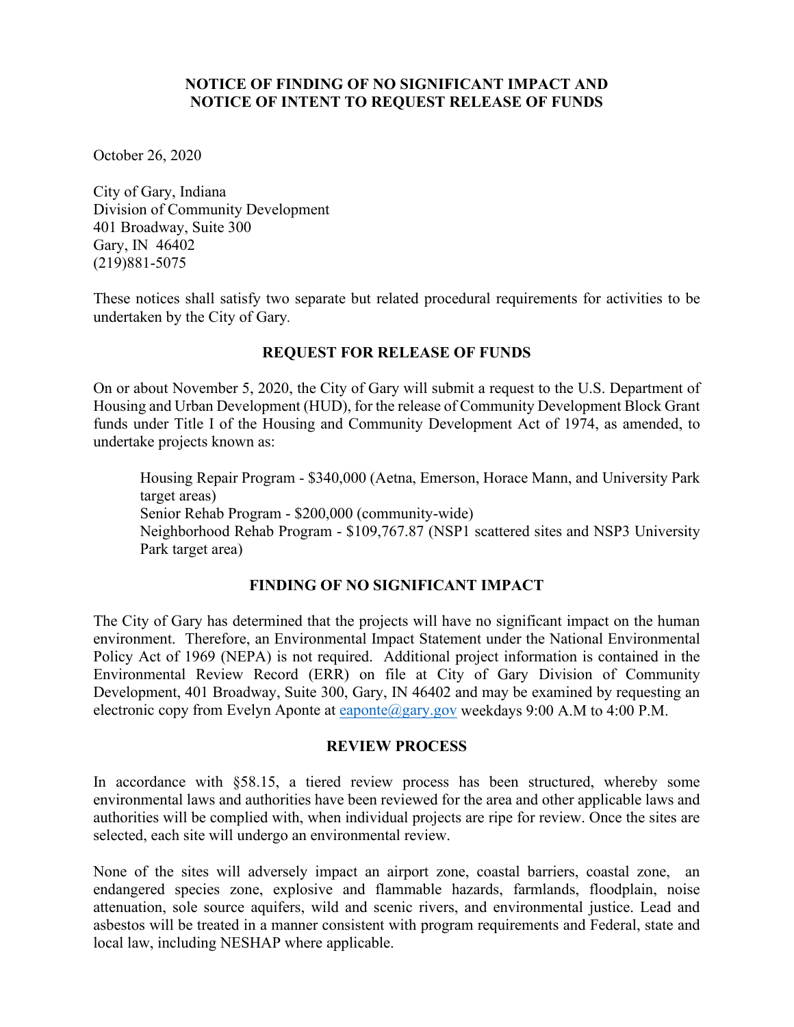# NOTICE OF FINDING OF NO SIGNIFICANT IMPACT AND NOTICE OF INTENT TO REQUEST RELEASE OF FUNDS

October 26, 2020

City of Gary, Indiana
Division of Community Development
401 Broadway, Suite 300
Gary, IN 46402
(219)881-5075

These notices shall satisfy two separate but related procedural requirements for activities to be undertaken by the City of Gary.

## REQUEST FOR RELEASE OF FUNDS

On or about November 5, 2020, the City of Gary will submit a request to the U.S. Department of Housing and Urban Development (HUD), for the release of Community Development Block Grant funds under Title I of the Housing and Community Development Act of 1974, as amended, to undertake projects known as:

> Housing Repair Program - $340,000 (Aetna, Emerson, Horace Mann, and University Park target areas)
> Senior Rehab Program - $200,000 (community-wide)
> Neighborhood Rehab Program - $109,767.87 (NSP1 scattered sites and NSP3 University Park target area)

## FINDING OF NO SIGNIFICANT IMPACT

The City of Gary has determined that the projects will have no significant impact on the human environment. Therefore, an Environmental Impact Statement under the National Environmental Policy Act of 1969 (NEPA) is not required. Additional project information is contained in the Environmental Review Record (ERR) on file at City of Gary Division of Community Development, 401 Broadway, Suite 300, Gary, IN 46402 and may be examined by requesting an electronic copy from Evelyn Aponte at eaponte@gary.gov weekdays 9:00 A.M to 4:00 P.M.

## REVIEW PROCESS

In accordance with §58.15, a tiered review process has been structured, whereby some environmental laws and authorities have been reviewed for the area and other applicable laws and authorities will be complied with, when individual projects are ripe for review. Once the sites are selected, each site will undergo an environmental review.

None of the sites will adversely impact an airport zone, coastal barriers, coastal zone, an endangered species zone, explosive and flammable hazards, farmlands, floodplain, noise attenuation, sole source aquifers, wild and scenic rivers, and environmental justice. Lead and asbestos will be treated in a manner consistent with program requirements and Federal, state and local law, including NESHAP where applicable.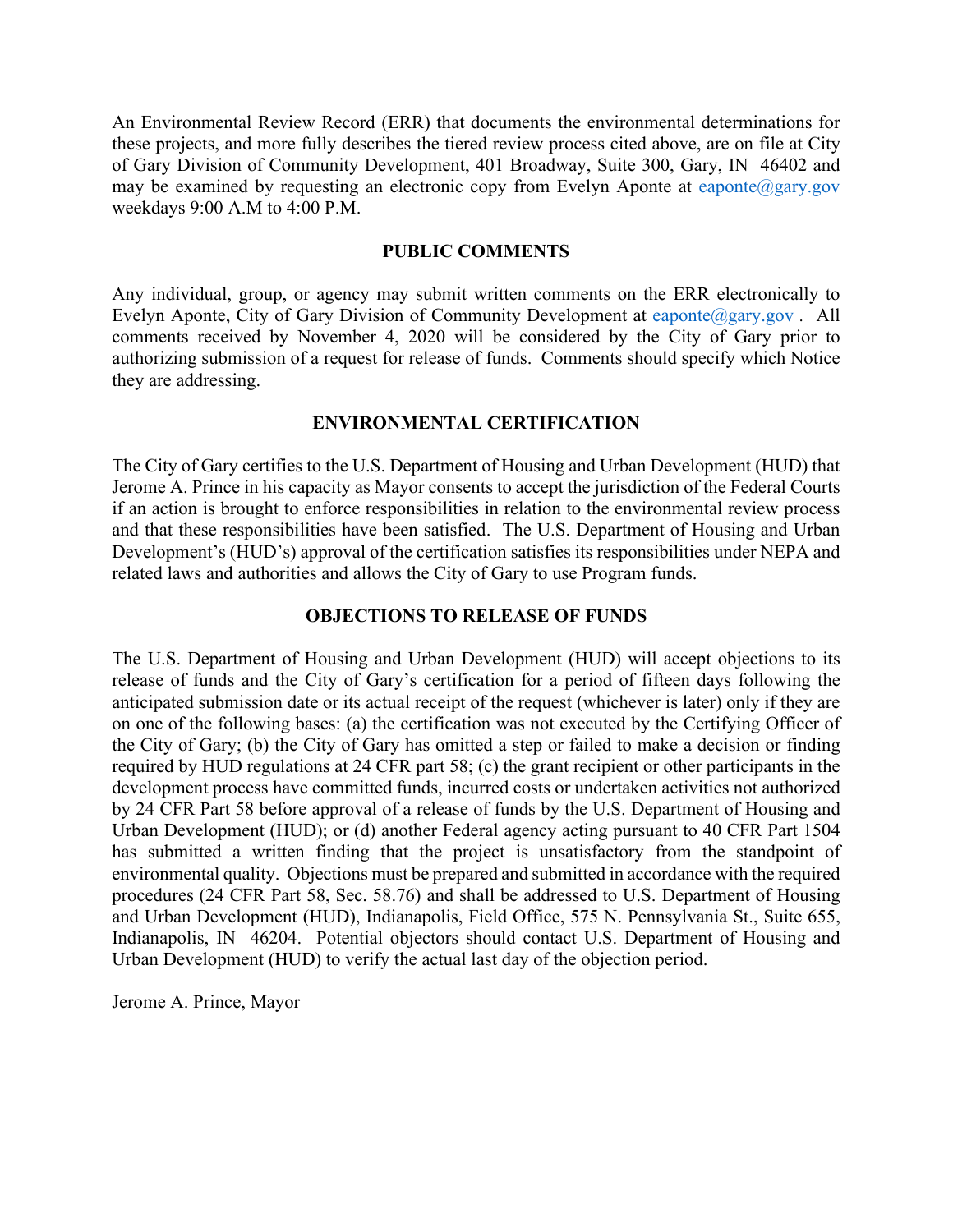An Environmental Review Record (ERR) that documents the environmental determinations for these projects, and more fully describes the tiered review process cited above, are on file at City of Gary Division of Community Development, 401 Broadway, Suite 300, Gary, IN 46402 and may be examined by requesting an electronic copy from Evelyn Aponte at eaponte@gary.gov weekdays 9:00 A.M to 4:00 P.M.

## PUBLIC COMMENTS

Any individual, group, or agency may submit written comments on the ERR electronically to Evelyn Aponte, City of Gary Division of Community Development at eaponte@gary.gov . All comments received by November 4, 2020 will be considered by the City of Gary prior to authorizing submission of a request for release of funds. Comments should specify which Notice they are addressing.

## ENVIRONMENTAL CERTIFICATION

The City of Gary certifies to the U.S. Department of Housing and Urban Development (HUD) that Jerome A. Prince in his capacity as Mayor consents to accept the jurisdiction of the Federal Courts if an action is brought to enforce responsibilities in relation to the environmental review process and that these responsibilities have been satisfied. The U.S. Department of Housing and Urban Development's (HUD's) approval of the certification satisfies its responsibilities under NEPA and related laws and authorities and allows the City of Gary to use Program funds.

## OBJECTIONS TO RELEASE OF FUNDS

The U.S. Department of Housing and Urban Development (HUD) will accept objections to its release of funds and the City of Gary's certification for a period of fifteen days following the anticipated submission date or its actual receipt of the request (whichever is later) only if they are on one of the following bases: (a) the certification was not executed by the Certifying Officer of the City of Gary; (b) the City of Gary has omitted a step or failed to make a decision or finding required by HUD regulations at 24 CFR part 58; (c) the grant recipient or other participants in the development process have committed funds, incurred costs or undertaken activities not authorized by 24 CFR Part 58 before approval of a release of funds by the U.S. Department of Housing and Urban Development (HUD); or (d) another Federal agency acting pursuant to 40 CFR Part 1504 has submitted a written finding that the project is unsatisfactory from the standpoint of environmental quality. Objections must be prepared and submitted in accordance with the required procedures (24 CFR Part 58, Sec. 58.76) and shall be addressed to U.S. Department of Housing and Urban Development (HUD), Indianapolis, Field Office, 575 N. Pennsylvania St., Suite 655, Indianapolis, IN 46204. Potential objectors should contact U.S. Department of Housing and Urban Development (HUD) to verify the actual last day of the objection period.

Jerome A. Prince, Mayor